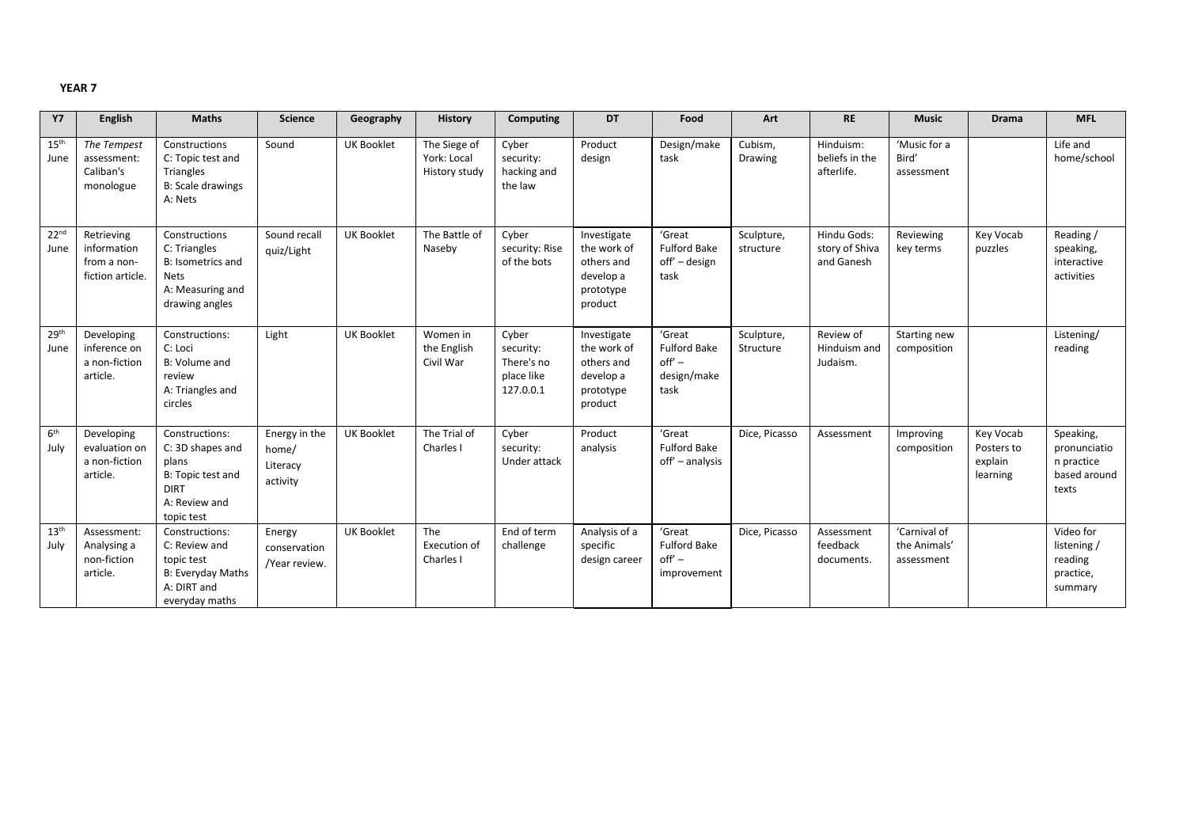**YEAR 7**

| Y7 | English | Maths | Science | Geography | History | Computing | DT | Food | Art | RE | Music | Drama | MFL |
|---|---|---|---|---|---|---|---|---|---|---|---|---|---|
| 15th June | *The Tempest* assessment: Caliban's monologue | Constructions C: Topic test and Triangles B: Scale drawings A: Nets | Sound | UK Booklet | The Siege of York: Local History study | Cyber security: hacking and the law | Product design | Design/make task | Cubism, Drawing | Hinduism: beliefs in the afterlife. | 'Music for a Bird' assessment | | Life and home/school |
| 22nd June | Retrieving information from a non-fiction article. | Constructions C: Triangles B: Isometrics and Nets A: Measuring and drawing angles | Sound recall quiz/Light | UK Booklet | The Battle of Naseby | Cyber security: Rise of the bots | Investigate the work of others and develop a prototype product | 'Great Fulford Bake off' – design task | Sculpture, structure | Hindu Gods: story of Shiva and Ganesh | Reviewing key terms | Key Vocab puzzles | Reading / speaking, interactive activities |
| 29th June | Developing inference on a non-fiction article. | Constructions: C: Loci B: Volume and review A: Triangles and circles | Light | UK Booklet | Women in the English Civil War | Cyber security: There's no place like 127.0.0.1 | Investigate the work of others and develop a prototype product | 'Great Fulford Bake off' – design/make task | Sculpture, Structure | Review of Hinduism and Judaism. | Starting new composition | | Listening/ reading |
| 6th July | Developing evaluation on a non-fiction article. | Constructions: C: 3D shapes and plans B: Topic test and DIRT A: Review and topic test | Energy in the home/ Literacy activity | UK Booklet | The Trial of Charles I | Cyber security: Under attack | Product analysis | 'Great Fulford Bake off' – analysis | Dice, Picasso | Assessment | Improving composition | Key Vocab Posters to explain learning | Speaking, pronunciation practice based around texts |
| 13th July | Assessment: Analysing a non-fiction article. | Constructions: C: Review and topic test B: Everyday Maths A: DIRT and everyday maths | Energy conservation /Year review. | UK Booklet | The Execution of Charles I | End of term challenge | Analysis of a specific design career | 'Great Fulford Bake off' – improvement | Dice, Picasso | Assessment feedback documents. | 'Carnival of the Animals' assessment | | Video for listening / reading practice, summary |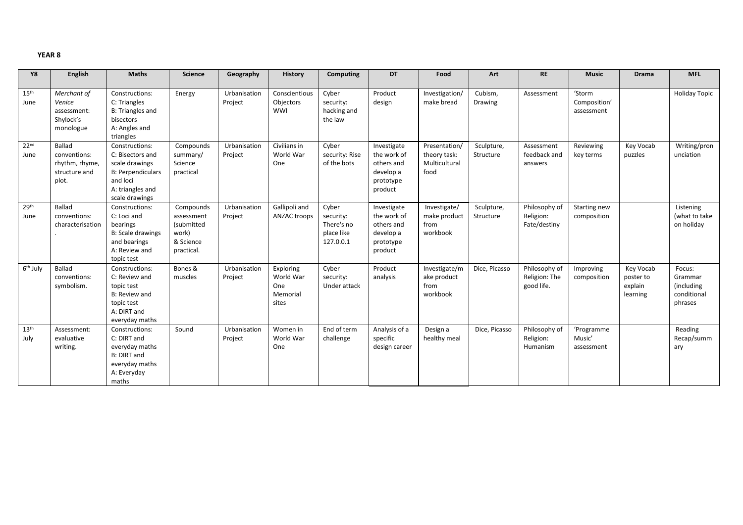**YEAR 8**

| Y8 | English | Maths | Science | Geography | History | Computing | DT | Food | Art | RE | Music | Drama | MFL |
|---|---|---|---|---|---|---|---|---|---|---|---|---|---|
| 15th June | *Merchant of Venice* assessment: Shylock's monologue | Constructions: C: Triangles B: Triangles and bisectors A: Angles and triangles | Energy | Urbanisation Project | Conscientious Objectors WWI | Cyber security: hacking and the law | Product design | Investigation/ make bread | Cubism, Drawing | Assessment | 'Storm Composition' assessment | | Holiday Topic |
| 22nd June | Ballad conventions: rhythm, rhyme, structure and plot. | Constructions: C: Bisectors and scale drawings B: Perpendiculars and loci A: triangles and scale drawings | Compounds summary/ Science practical | Urbanisation Project | Civilians in World War One | Cyber security: Rise of the bots | Investigate the work of others and develop a prototype product | Presentation/ theory task: Multicultural food | Sculpture, Structure | Assessment feedback and answers | Reviewing key terms | Key Vocab puzzles | Writing/pronunciation |
| 29th June | Ballad conventions: characterisation . | Constructions: C: Loci and bearings B: Scale drawings and bearings A: Review and topic test | Compounds assessment (submitted work) & Science practical. | Urbanisation Project | Gallipoli and ANZAC troops | Cyber security: There's no place like 127.0.0.1 | Investigate the work of others and develop a prototype product | Investigate/ make product from workbook | Sculpture, Structure | Philosophy of Religion: Fate/destiny | Starting new composition | | Listening (what to take on holiday |
| 6th July | Ballad conventions: symbolism. | Constructions: C: Review and topic test B: Review and topic test A: DIRT and everyday maths | Bones & muscles | Urbanisation Project | Exploring World War One Memorial sites | Cyber security: Under attack | Product analysis | Investigate/make product from workbook | Dice, Picasso | Philosophy of Religion: The good life. | Improving composition | Key Vocab poster to explain learning | Focus: Grammar (including conditional phrases |
| 13th July | Assessment: evaluative writing. | Constructions: C: DIRT and everyday maths B: DIRT and everyday maths A: Everyday maths | Sound | Urbanisation Project | Women in World War One | End of term challenge | Analysis of a specific design career | Design a healthy meal | Dice, Picasso | Philosophy of Religion: Humanism | 'Programme Music' assessment | | Reading Recap/summary |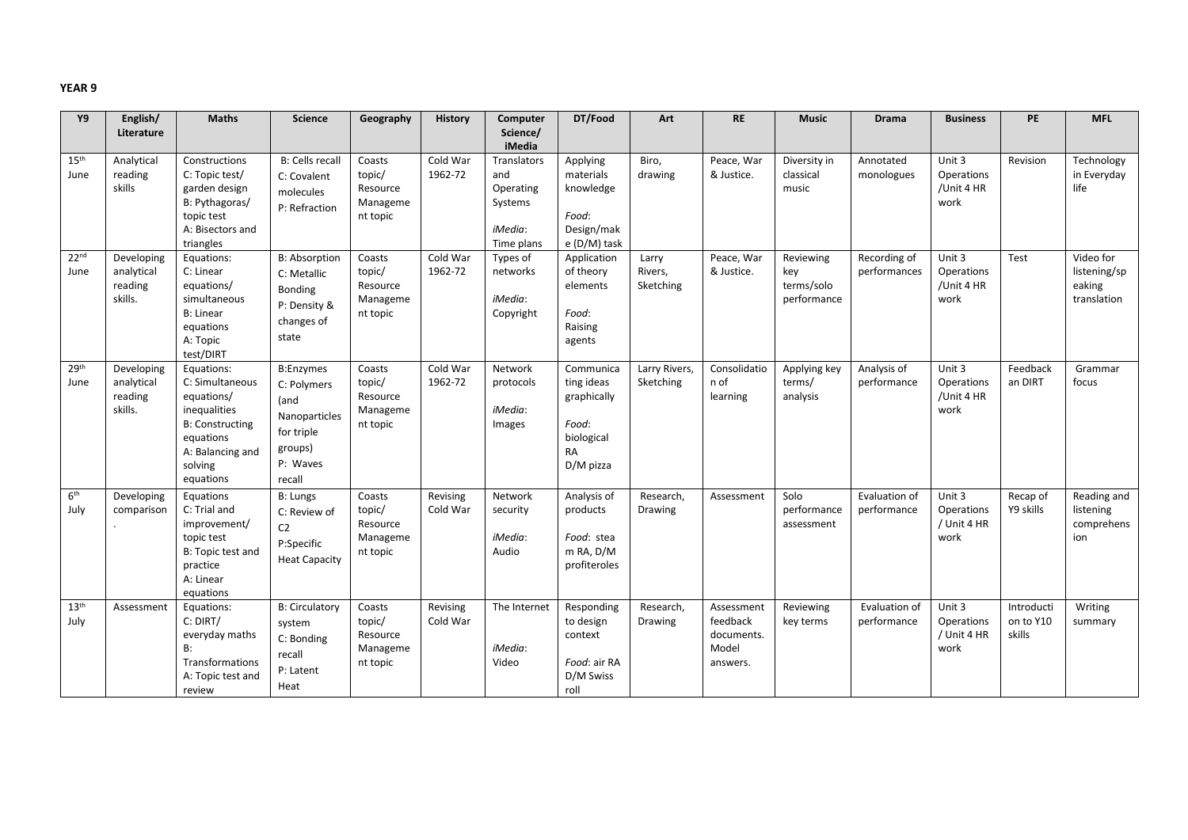**YEAR 9**

| Y9 | English/ Literature | Maths | Science | Geography | History | Computer Science/ iMedia | DT/Food | Art | RE | Music | Drama | Business | PE | MFL |
|---|---|---|---|---|---|---|---|---|---|---|---|---|---|---|
| 15th June | Analytical reading skills | Constructions C: Topic test/ garden design B: Pythagoras/ topic test A: Bisectors and triangles | B: Cells recall C: Covalent molecules P: Refraction | Coasts topic/ Resource Management topic | Cold War 1962-72 | Translators and Operating Systems *iMedia*: Time plans | Applying materials knowledge *Food*: Design/make (D/M) task | Biro, drawing | Peace, War & Justice. | Diversity in classical music | Annotated monologues | Unit 3 Operations /Unit 4 HR work | Revision | Technology in Everyday life |
| 22nd June | Developing analytical reading skills. | Equations: C: Linear equations/ simultaneous B: Linear equations A: Topic test/DIRT | B: Absorption C: Metallic Bonding P: Density & changes of state | Coasts topic/ Resource Management topic | Cold War 1962-72 | Types of networks *iMedia*: Copyright | Application of theory elements *Food*: Raising agents | Larry Rivers, Sketching | Peace, War & Justice. | Reviewing key terms/solo performance | Recording of performances | Unit 3 Operations /Unit 4 HR work | Test | Video for listening/speaking translation |
| 29th June | Developing analytical reading skills. | Equations: C: Simultaneous equations/ inequalities B: Constructing equations A: Balancing and solving equations | B:Enzymes C: Polymers (and Nanoparticles for triple groups) P: Waves recall | Coasts topic/ Resource Management topic | Cold War 1962-72 | Network protocols *iMedia*: Images | Communicating ideas graphically *Food*: biological RA D/M pizza | Larry Rivers, Sketching | Consolidation of learning | Applying key terms/ analysis | Analysis of performance | Unit 3 Operations /Unit 4 HR work | Feedback an DIRT | Grammar focus |
| 6th July | Developing comparison. | Equations C: Trial and improvement/ topic test B: Topic test and practice A: Linear equations | B: Lungs C: Review of C2 P:Specific Heat Capacity | Coasts topic/ Resource Management topic | Revising Cold War | Network security *iMedia*: Audio | Analysis of products *Food*: steam RA, D/M profiteroles | Research, Drawing | Assessment | Solo performance assessment | Evaluation of performance | Unit 3 Operations / Unit 4 HR work | Recap of Y9 skills | Reading and listening comprehension |
| 13th July | Assessment | Equations: C: DIRT/ everyday maths B: Transformations A: Topic test and review | B: Circulatory system C: Bonding recall P: Latent Heat | Coasts topic/ Resource Management topic | Revising Cold War | The Internet *iMedia*: Video | Responding to design context *Food*: air RA D/M Swiss roll | Research, Drawing | Assessment feedback documents. Model answers. | Reviewing key terms | Evaluation of performance | Unit 3 Operations / Unit 4 HR work | Introduction to Y10 skills | Writing summary |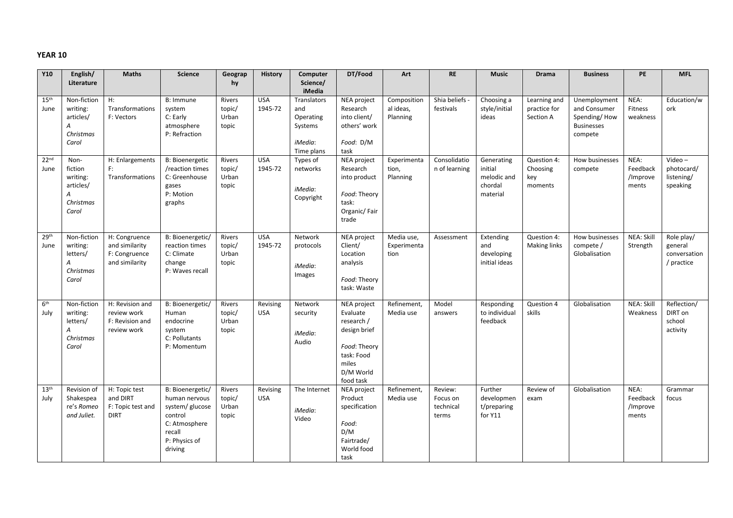## YEAR 10

| Y10 | English/ Literature | Maths | Science | Geography | History | Computer Science/ iMedia | DT/Food | Art | RE | Music | Drama | Business | PE | MFL |
|---|---|---|---|---|---|---|---|---|---|---|---|---|---|---|
| 15th June | Non-fiction writing: articles/ *A Christmas Carol* | H: Transformations F: Vectors | B: Immune system C: Early atmosphere P: Refraction | Rivers topic/ Urban topic | USA 1945-72 | Translators and Operating Systems *iMedia*: Time plans | NEA project Research into client/ others' work *Food*: D/M task | Compositional ideas, Planning | Shia beliefs - festivals | Choosing a style/initial ideas | Learning and practice for Section A | Unemployment and Consumer Spending/ How Businesses compete | NEA: Fitness weakness | Education/work |
| 22nd June | Non-fiction writing: articles/ *A Christmas Carol* | H: Enlargements F: Transformations | B: Bioenergetic /reaction times C: Greenhouse gases P: Motion graphs | Rivers topic/ Urban topic | USA 1945-72 | Types of networks *iMedia*: Copyright | NEA project Research into product *Food*: Theory task: Organic/ Fair trade | Experimentation, Planning | Consolidation of learning | Generating initial melodic and chordal material | Question 4: Choosing key moments | How businesses compete | NEA: Feedback /Improvements | Video – photocard/ listening/ speaking |
| 29th June | Non-fiction writing: letters/ *A Christmas Carol* | H: Congruence and similarity F: Congruence and similarity | B: Bioenergetic/ reaction times C: Climate change P: Waves recall | Rivers topic/ Urban topic | USA 1945-72 | Network protocols *iMedia*: Images | NEA project Client/ Location analysis *Food*: Theory task: Waste | Media use, Experimentation | Assessment | Extending and developing initial ideas | Question 4: Making links | How businesses compete / Globalisation | NEA: Skill Strength | Role play/ general conversation / practice |
| 6th July | Non-fiction writing: letters/ *A Christmas Carol* | H: Revision and review work F: Revision and review work | B: Bioenergetic/ Human endocrine system C: Pollutants P: Momentum | Rivers topic/ Urban topic | Revising USA | Network security *iMedia*: Audio | NEA project Evaluate research / design brief *Food*: Theory task: Food miles D/M World food task | Refinement, Media use | Model answers | Responding to individual feedback | Question 4 skills | Globalisation | NEA: Skill Weakness | Reflection/ DIRT on school activity |
| 13th July | Revision of Shakespeare's *Romeo and Juliet.* | H: Topic test and DIRT F: Topic test and DIRT | B: Bioenergetic/ human nervous system/ glucose control C: Atmosphere recall P: Physics of driving | Rivers topic/ Urban topic | Revising USA | The Internet *iMedia*: Video | NEA project Product specification *Food*: D/M Fairtrade/ World food task | Refinement, Media use | Review: Focus on technical terms | Further development/preparing for Y11 | Review of exam | Globalisation | NEA: Feedback /Improvements | Grammar focus |